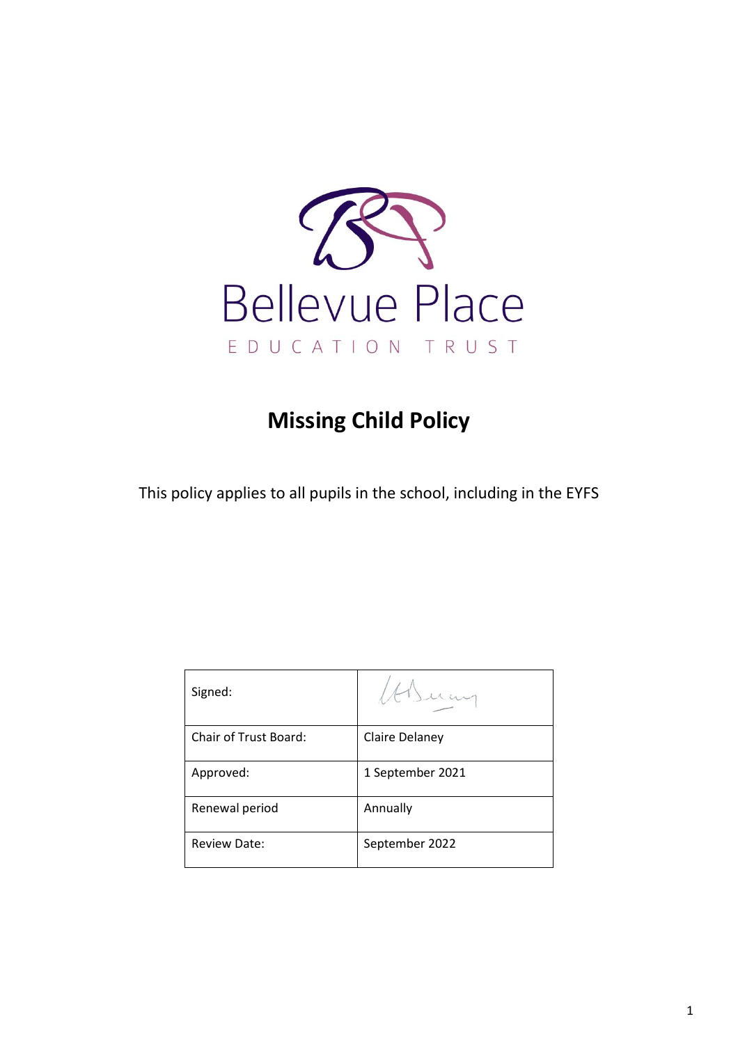Bellevue Place

EDUCATION TRUST

# Missing Child Policy

This policy applies to all pupils in the school, including in the EYFS

| Signed: | |
| --- | --- |
| Chair of Trust Board: | Claire Delaney |
| Approved: | 1 September 2021 |
| Renewal period | Annually |
| Review Date: | September 2022 |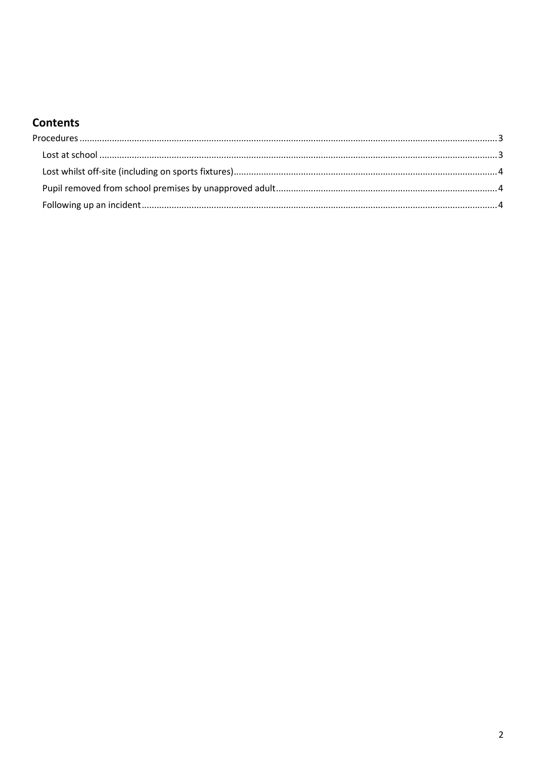## Contents

Procedures ........................................................................................................ 3

- Lost at school ........................................................................................................ 3
- Lost whilst off-site (including on sports fixtures) ........................................................................................................ 4
- Pupil removed from school premises by unapproved adult ........................................................................................................ 4
- Following up an incident ........................................................................................................ 4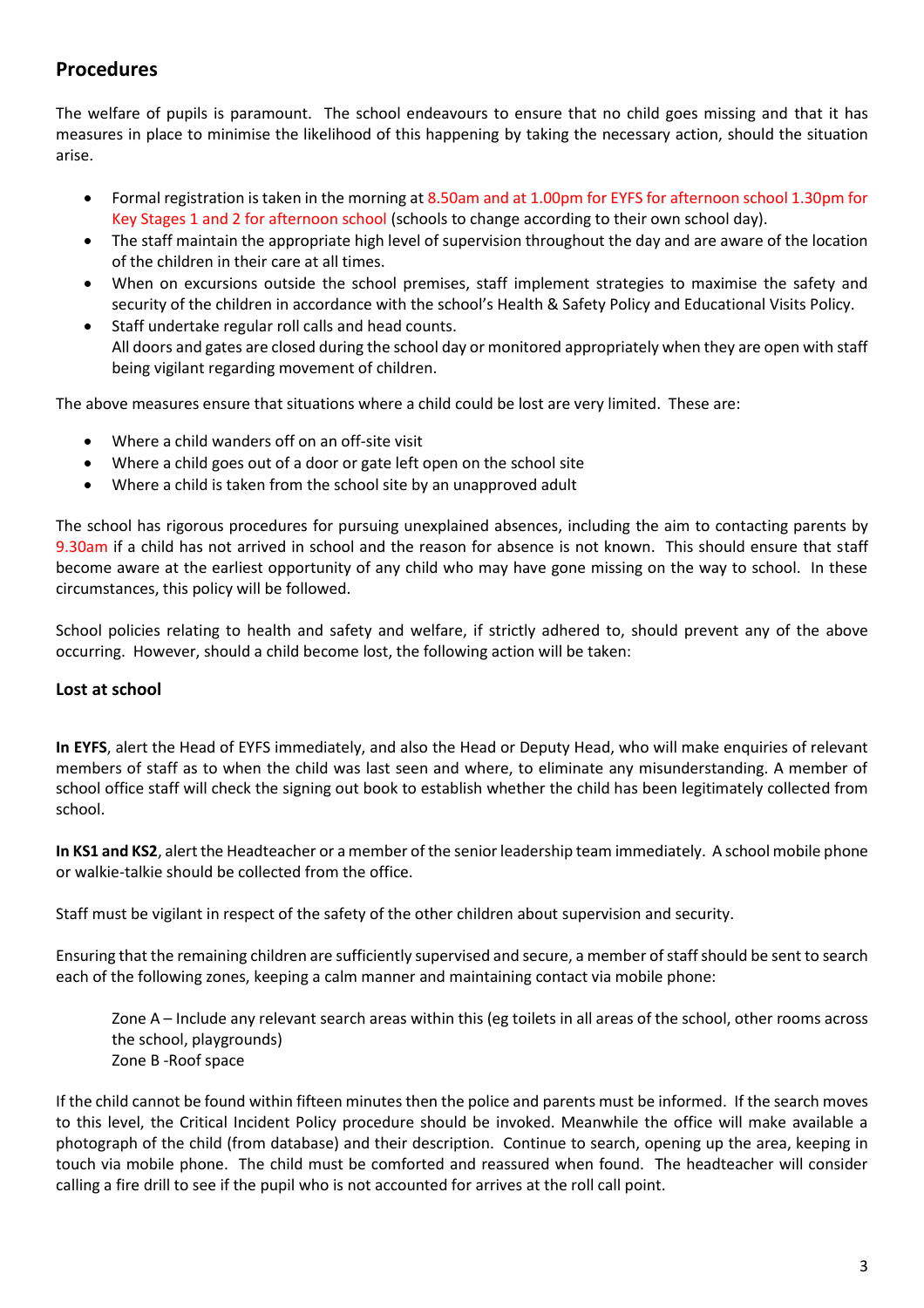## Procedures

The welfare of pupils is paramount. The school endeavours to ensure that no child goes missing and that it has measures in place to minimise the likelihood of this happening by taking the necessary action, should the situation arise.

- Formal registration is taken in the morning at 8.50am and at 1.00pm for EYFS for afternoon school 1.30pm for Key Stages 1 and 2 for afternoon school (schools to change according to their own school day).
- The staff maintain the appropriate high level of supervision throughout the day and are aware of the location of the children in their care at all times.
- When on excursions outside the school premises, staff implement strategies to maximise the safety and security of the children in accordance with the school's Health & Safety Policy and Educational Visits Policy.
- Staff undertake regular roll calls and head counts.
  All doors and gates are closed during the school day or monitored appropriately when they are open with staff being vigilant regarding movement of children.

The above measures ensure that situations where a child could be lost are very limited. These are:

- Where a child wanders off on an off-site visit
- Where a child goes out of a door or gate left open on the school site
- Where a child is taken from the school site by an unapproved adult

The school has rigorous procedures for pursuing unexplained absences, including the aim to contacting parents by 9.30am if a child has not arrived in school and the reason for absence is not known. This should ensure that staff become aware at the earliest opportunity of any child who may have gone missing on the way to school. In these circumstances, this policy will be followed.

School policies relating to health and safety and welfare, if strictly adhered to, should prevent any of the above occurring. However, should a child become lost, the following action will be taken:

### Lost at school

**In EYFS**, alert the Head of EYFS immediately, and also the Head or Deputy Head, who will make enquiries of relevant members of staff as to when the child was last seen and where, to eliminate any misunderstanding. A member of school office staff will check the signing out book to establish whether the child has been legitimately collected from school.

**In KS1 and KS2**, alert the Headteacher or a member of the senior leadership team immediately. A school mobile phone or walkie-talkie should be collected from the office.

Staff must be vigilant in respect of the safety of the other children about supervision and security.

Ensuring that the remaining children are sufficiently supervised and secure, a member of staff should be sent to search each of the following zones, keeping a calm manner and maintaining contact via mobile phone:

> Zone A – Include any relevant search areas within this (eg toilets in all areas of the school, other rooms across the school, playgrounds)
> Zone B -Roof space

If the child cannot be found within fifteen minutes then the police and parents must be informed. If the search moves to this level, the Critical Incident Policy procedure should be invoked. Meanwhile the office will make available a photograph of the child (from database) and their description. Continue to search, opening up the area, keeping in touch via mobile phone. The child must be comforted and reassured when found. The headteacher will consider calling a fire drill to see if the pupil who is not accounted for arrives at the roll call point.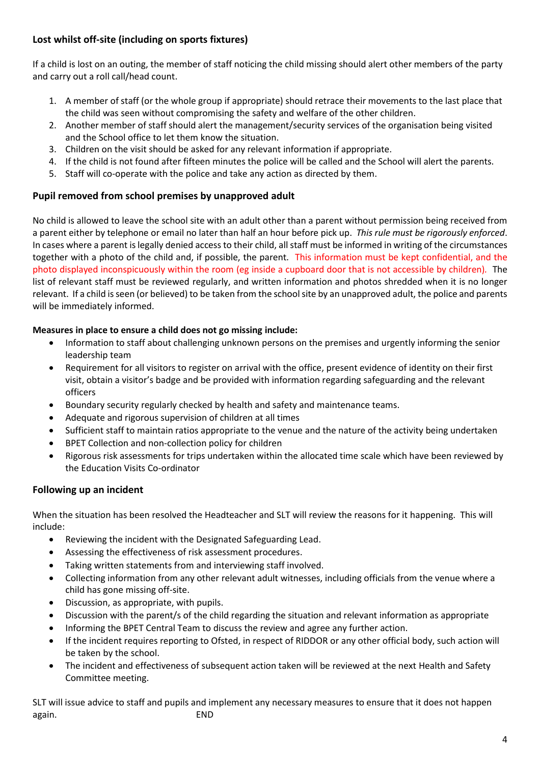### Lost whilst off-site (including on sports fixtures)

If a child is lost on an outing, the member of staff noticing the child missing should alert other members of the party and carry out a roll call/head count.

1. A member of staff (or the whole group if appropriate) should retrace their movements to the last place that the child was seen without compromising the safety and welfare of the other children.
2. Another member of staff should alert the management/security services of the organisation being visited and the School office to let them know the situation.
3. Children on the visit should be asked for any relevant information if appropriate.
4. If the child is not found after fifteen minutes the police will be called and the School will alert the parents.
5. Staff will co-operate with the police and take any action as directed by them.

### Pupil removed from school premises by unapproved adult

No child is allowed to leave the school site with an adult other than a parent without permission being received from a parent either by telephone or email no later than half an hour before pick up. *This rule must be rigorously enforced*. In cases where a parent is legally denied access to their child, all staff must be informed in writing of the circumstances together with a photo of the child and, if possible, the parent. This information must be kept confidential, and the photo displayed inconspicuously within the room (eg inside a cupboard door that is not accessible by children). The list of relevant staff must be reviewed regularly, and written information and photos shredded when it is no longer relevant. If a child is seen (or believed) to be taken from the school site by an unapproved adult, the police and parents will be immediately informed.

**Measures in place to ensure a child does not go missing include:**

- Information to staff about challenging unknown persons on the premises and urgently informing the senior leadership team
- Requirement for all visitors to register on arrival with the office, present evidence of identity on their first visit, obtain a visitor's badge and be provided with information regarding safeguarding and the relevant officers
- Boundary security regularly checked by health and safety and maintenance teams.
- Adequate and rigorous supervision of children at all times
- Sufficient staff to maintain ratios appropriate to the venue and the nature of the activity being undertaken
- BPET Collection and non-collection policy for children
- Rigorous risk assessments for trips undertaken within the allocated time scale which have been reviewed by the Education Visits Co-ordinator

### Following up an incident

When the situation has been resolved the Headteacher and SLT will review the reasons for it happening. This will include:

- Reviewing the incident with the Designated Safeguarding Lead.
- Assessing the effectiveness of risk assessment procedures.
- Taking written statements from and interviewing staff involved.
- Collecting information from any other relevant adult witnesses, including officials from the venue where a child has gone missing off-site.
- Discussion, as appropriate, with pupils.
- Discussion with the parent/s of the child regarding the situation and relevant information as appropriate
- Informing the BPET Central Team to discuss the review and agree any further action.
- If the incident requires reporting to Ofsted, in respect of RIDDOR or any other official body, such action will be taken by the school.
- The incident and effectiveness of subsequent action taken will be reviewed at the next Health and Safety Committee meeting.

SLT will issue advice to staff and pupils and implement any necessary measures to ensure that it does not happen again. END